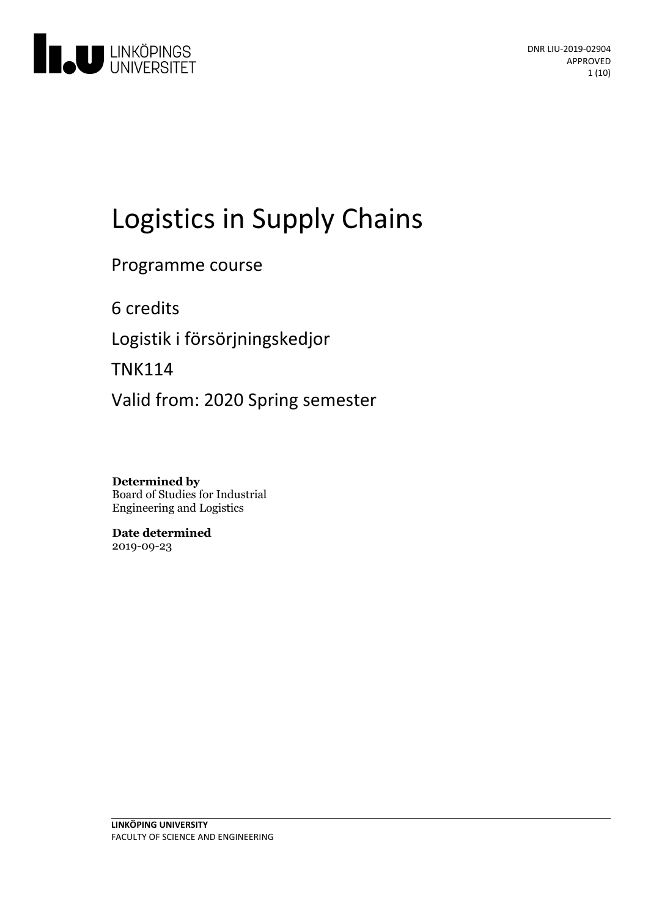DNR LIU-2019-02904
APPROVED

# Logistics in Supply Chains

Programme course

6 credits

Logistik i försörjningskedjor

TNK114

Valid from: 2020 Spring semester

**Determined by**
Board of Studies for Industrial Engineering and Logistics

**Date determined**
2019-09-23

**LINKÖPING UNIVERSITY**
FACULTY OF SCIENCE AND ENGINEERING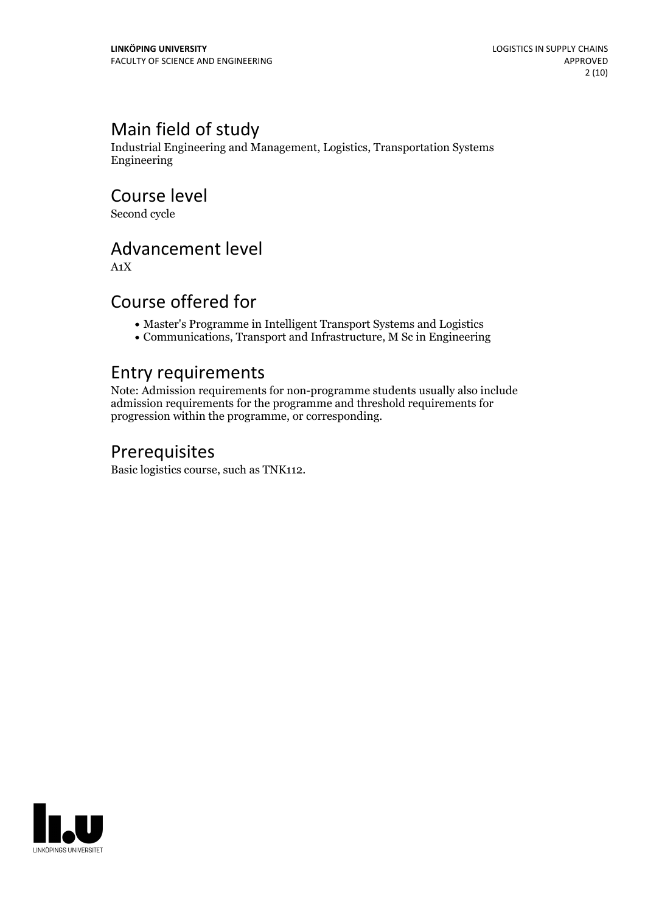## Main field of study

Industrial Engineering and Management, Logistics, Transportation Systems Engineering

## Course level

Second cycle

## Advancement level

A1X

## Course offered for

- Master's Programme in Intelligent Transport Systems and Logistics
- Communications, Transport and Infrastructure, M Sc in Engineering

## Entry requirements

Note: Admission requirements for non-programme students usually also include admission requirements for the programme and threshold requirements for progression within the programme, or corresponding.

## Prerequisites

Basic logistics course, such as TNK112.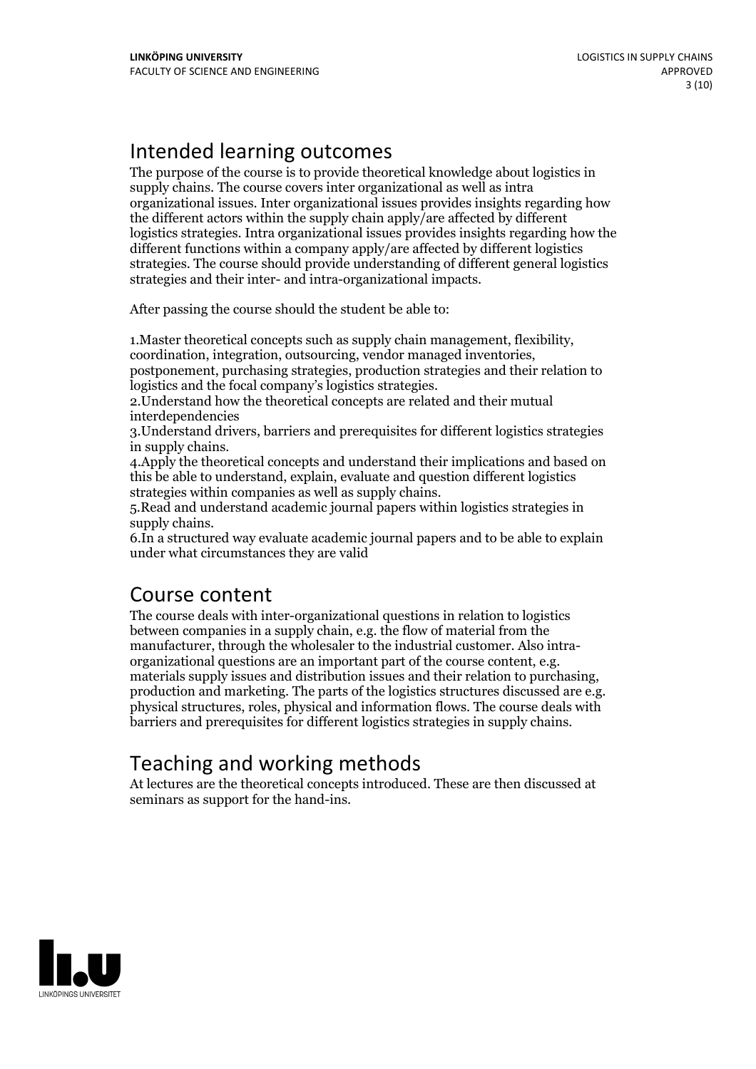# Intended learning outcomes

The purpose of the course is to provide theoretical knowledge about logistics in supply chains. The course covers inter organizational as well as intra organizational issues. Inter organizational issues provides insights regarding how the different actors within the supply chain apply/are affected by different logistics strategies. Intra organizational issues provides insights regarding how the different functions within a company apply/are affected by different logistics strategies. The course should provide understanding of different general logistics strategies and their inter- and intra-organizational impacts.

After passing the course should the student be able to:

1.Master theoretical concepts such as supply chain management, flexibility, coordination, integration, outsourcing, vendor managed inventories, postponement, purchasing strategies, production strategies and their relation to logistics and the focal company's logistics strategies.
2.Understand how the theoretical concepts are related and their mutual interdependencies
3.Understand drivers, barriers and prerequisites for different logistics strategies in supply chains.
4.Apply the theoretical concepts and understand their implications and based on this be able to understand, explain, evaluate and question different logistics strategies within companies as well as supply chains.
5.Read and understand academic journal papers within logistics strategies in supply chains.
6.In a structured way evaluate academic journal papers and to be able to explain under what circumstances they are valid

# Course content

The course deals with inter-organizational questions in relation to logistics between companies in a supply chain, e.g. the flow of material from the manufacturer, through the wholesaler to the industrial customer. Also intra-organizational questions are an important part of the course content, e.g. materials supply issues and distribution issues and their relation to purchasing, production and marketing. The parts of the logistics structures discussed are e.g. physical structures, roles, physical and information flows. The course deals with barriers and prerequisites for different logistics strategies in supply chains.

# Teaching and working methods

At lectures are the theoretical concepts introduced. These are then discussed at seminars as support for the hand-ins.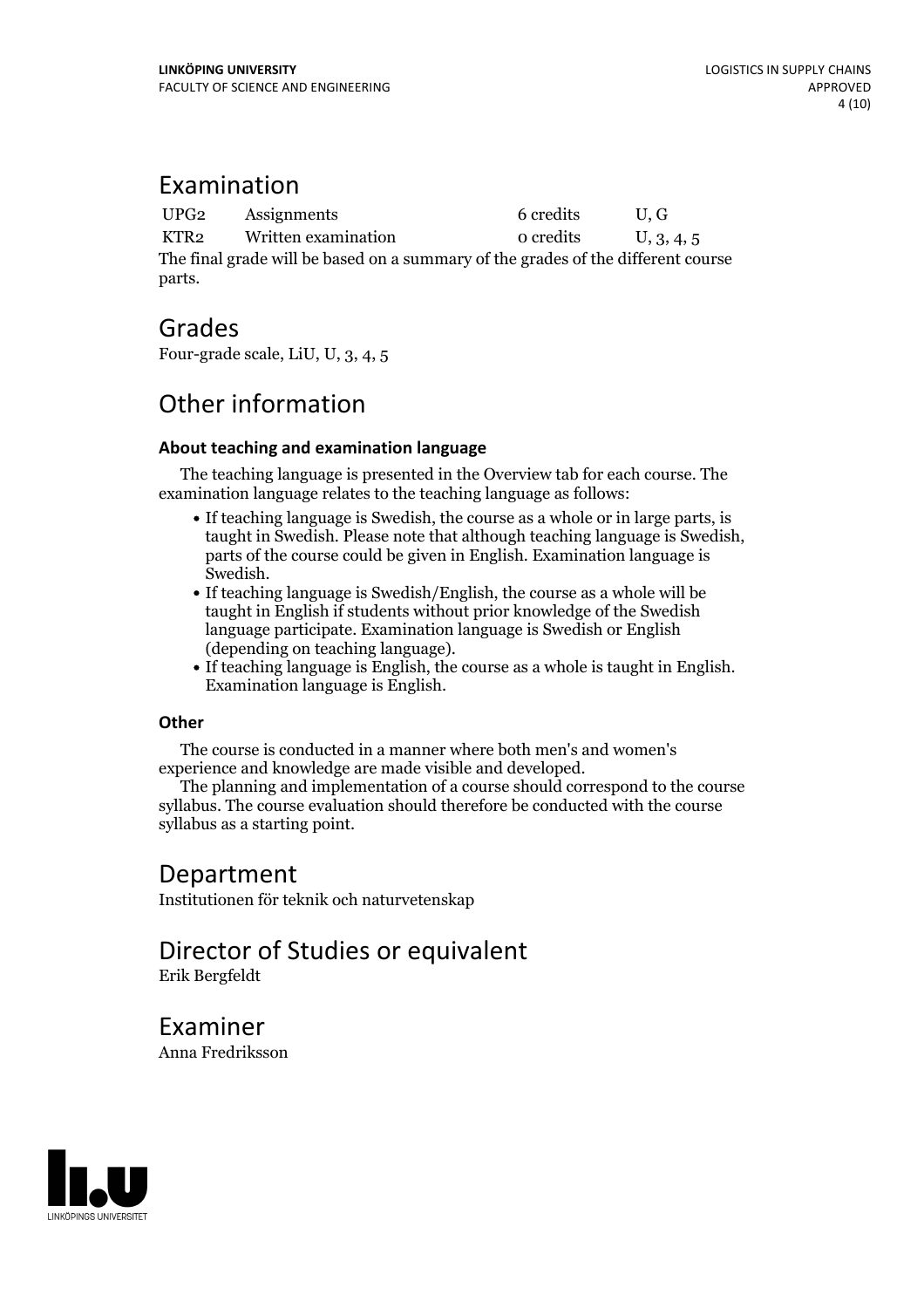## Examination

| UPG2 | Assignments | 6 credits | U, G |
|---|---|---|---|
| KTR2 | Written examination | 0 credits | U, 3, 4, 5 |

The final grade will be based on a summary of the grades of the different course parts.

## Grades

Four-grade scale, LiU, U, 3, 4, 5

## Other information

### About teaching and examination language

The teaching language is presented in the Overview tab for each course. The examination language relates to the teaching language as follows:

- If teaching language is Swedish, the course as a whole or in large parts, is taught in Swedish. Please note that although teaching language is Swedish, parts of the course could be given in English. Examination language is Swedish.
- If teaching language is Swedish/English, the course as a whole will be taught in English if students without prior knowledge of the Swedish language participate. Examination language is Swedish or English (depending on teaching language).
- If teaching language is English, the course as a whole is taught in English. Examination language is English.

### Other

The course is conducted in a manner where both men's and women's experience and knowledge are made visible and developed.

The planning and implementation of a course should correspond to the course syllabus. The course evaluation should therefore be conducted with the course syllabus as a starting point.

## Department

Institutionen för teknik och naturvetenskap

## Director of Studies or equivalent

Erik Bergfeldt

## Examiner

Anna Fredriksson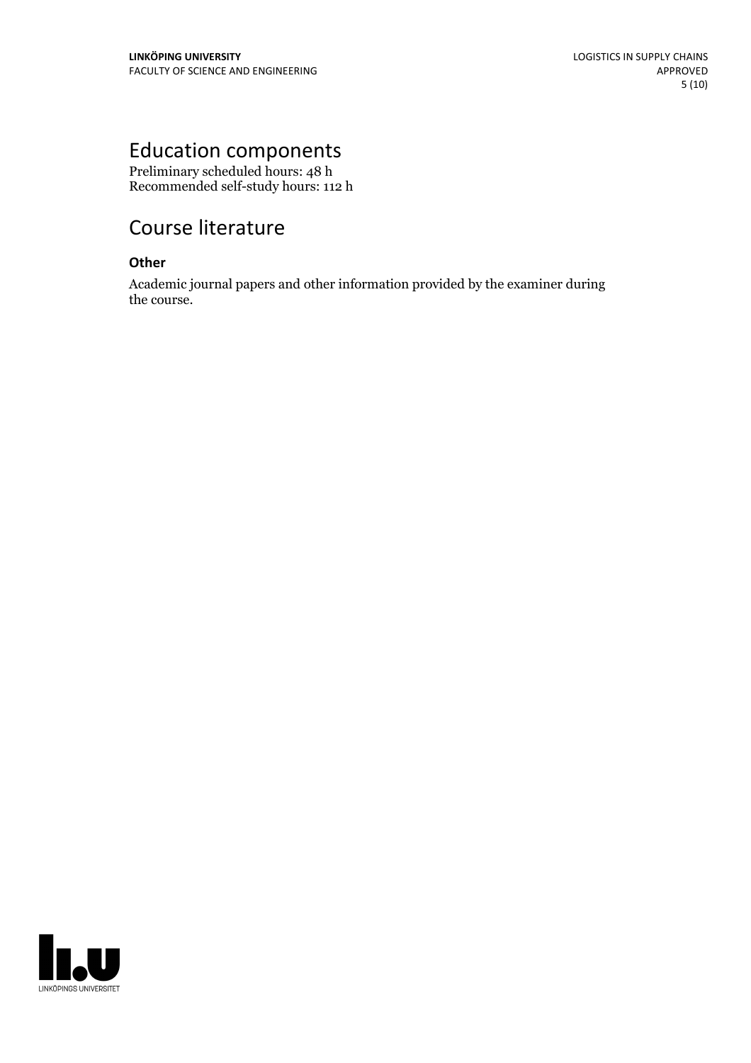## Education components

Preliminary scheduled hours: 48 h
Recommended self-study hours: 112 h

## Course literature

**Other**

Academic journal papers and other information provided by the examiner during the course.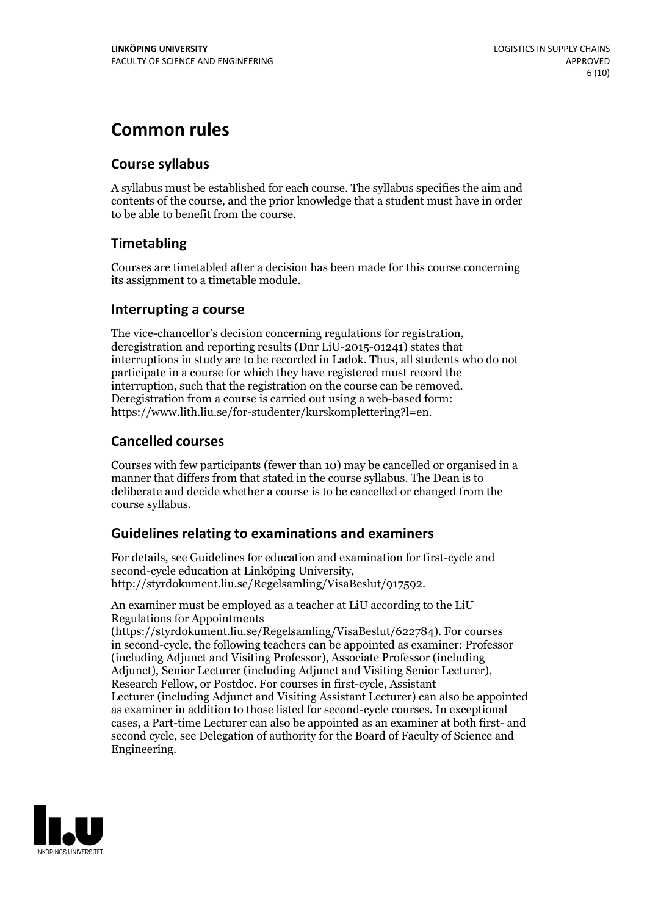# Common rules

## Course syllabus

A syllabus must be established for each course. The syllabus specifies the aim and contents of the course, and the prior knowledge that a student must have in order to be able to benefit from the course.

## Timetabling

Courses are timetabled after a decision has been made for this course concerning its assignment to a timetable module.

## Interrupting a course

The vice-chancellor's decision concerning regulations for registration, deregistration and reporting results (Dnr LiU-2015-01241) states that interruptions in study are to be recorded in Ladok. Thus, all students who do not participate in a course for which they have registered must record the interruption, such that the registration on the course can be removed. Deregistration from a course is carried out using a web-based form: https://www.lith.liu.se/for-studenter/kurskomplettering?l=en.

## Cancelled courses

Courses with few participants (fewer than 10) may be cancelled or organised in a manner that differs from that stated in the course syllabus. The Dean is to deliberate and decide whether a course is to be cancelled or changed from the course syllabus.

## Guidelines relating to examinations and examiners

For details, see Guidelines for education and examination for first-cycle and second-cycle education at Linköping University, http://styrdokument.liu.se/Regelsamling/VisaBeslut/917592.

An examiner must be employed as a teacher at LiU according to the LiU Regulations for Appointments (https://styrdokument.liu.se/Regelsamling/VisaBeslut/622784). For courses in second-cycle, the following teachers can be appointed as examiner: Professor (including Adjunct and Visiting Professor), Associate Professor (including Adjunct), Senior Lecturer (including Adjunct and Visiting Senior Lecturer), Research Fellow, or Postdoc. For courses in first-cycle, Assistant Lecturer (including Adjunct and Visiting Assistant Lecturer) can also be appointed as examiner in addition to those listed for second-cycle courses. In exceptional cases, a Part-time Lecturer can also be appointed as an examiner at both first- and second cycle, see Delegation of authority for the Board of Faculty of Science and Engineering.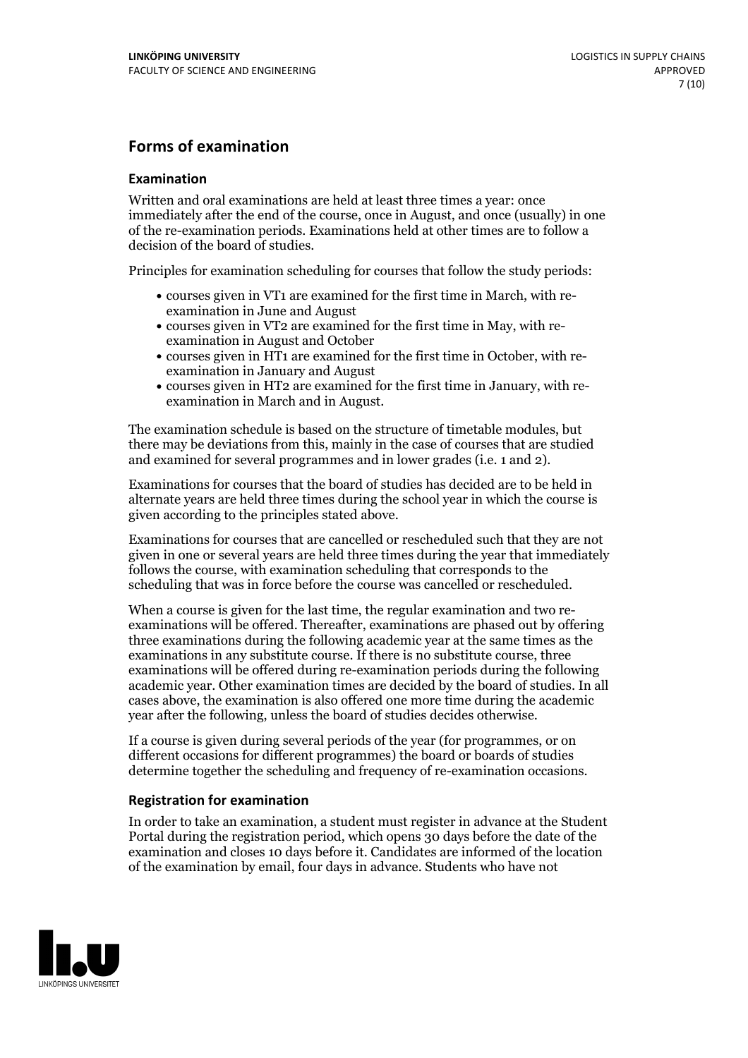## Forms of examination

### Examination

Written and oral examinations are held at least three times a year: once immediately after the end of the course, once in August, and once (usually) in one of the re-examination periods. Examinations held at other times are to follow a decision of the board of studies.

Principles for examination scheduling for courses that follow the study periods:

- courses given in VT1 are examined for the first time in March, with re-examination in June and August
- courses given in VT2 are examined for the first time in May, with re-examination in August and October
- courses given in HT1 are examined for the first time in October, with re-examination in January and August
- courses given in HT2 are examined for the first time in January, with re-examination in March and in August.

The examination schedule is based on the structure of timetable modules, but there may be deviations from this, mainly in the case of courses that are studied and examined for several programmes and in lower grades (i.e. 1 and 2).

Examinations for courses that the board of studies has decided are to be held in alternate years are held three times during the school year in which the course is given according to the principles stated above.

Examinations for courses that are cancelled or rescheduled such that they are not given in one or several years are held three times during the year that immediately follows the course, with examination scheduling that corresponds to the scheduling that was in force before the course was cancelled or rescheduled.

When a course is given for the last time, the regular examination and two re-examinations will be offered. Thereafter, examinations are phased out by offering three examinations during the following academic year at the same times as the examinations in any substitute course. If there is no substitute course, three examinations will be offered during re-examination periods during the following academic year. Other examination times are decided by the board of studies. In all cases above, the examination is also offered one more time during the academic year after the following, unless the board of studies decides otherwise.

If a course is given during several periods of the year (for programmes, or on different occasions for different programmes) the board or boards of studies determine together the scheduling and frequency of re-examination occasions.

### Registration for examination

In order to take an examination, a student must register in advance at the Student Portal during the registration period, which opens 30 days before the date of the examination and closes 10 days before it. Candidates are informed of the location of the examination by email, four days in advance. Students who have not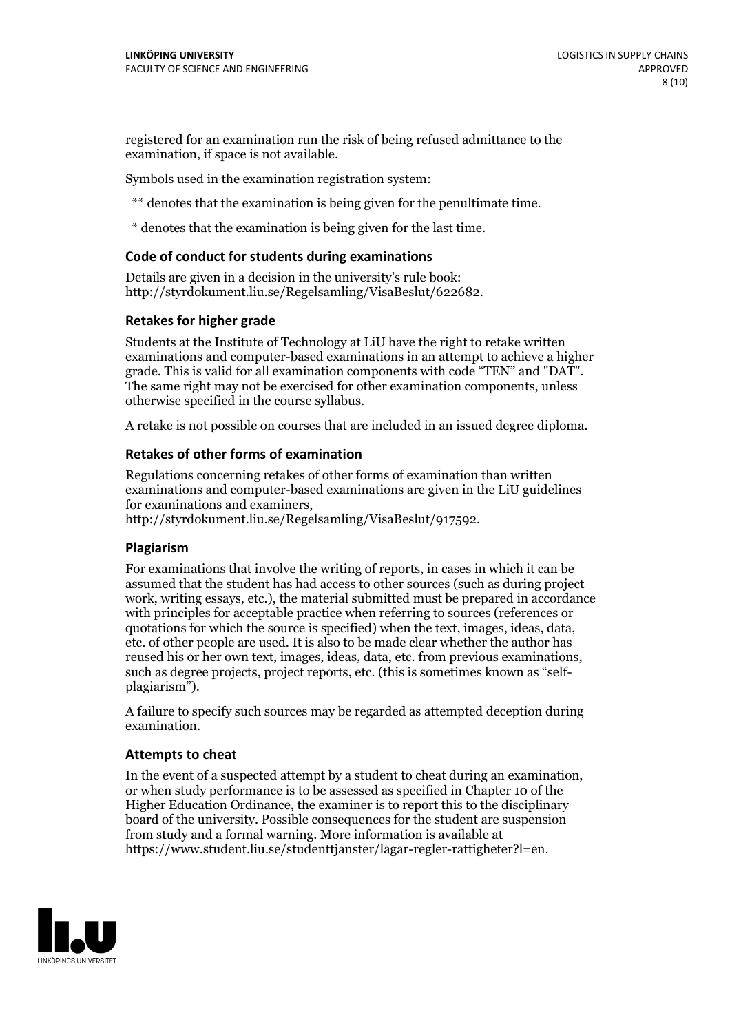registered for an examination run the risk of being refused admittance to the examination, if space is not available.

Symbols used in the examination registration system:

** denotes that the examination is being given for the penultimate time.

* denotes that the examination is being given for the last time.

### Code of conduct for students during examinations

Details are given in a decision in the university's rule book: http://styrdokument.liu.se/Regelsamling/VisaBeslut/622682.

### Retakes for higher grade

Students at the Institute of Technology at LiU have the right to retake written examinations and computer-based examinations in an attempt to achieve a higher grade. This is valid for all examination components with code "TEN" and "DAT". The same right may not be exercised for other examination components, unless otherwise specified in the course syllabus.

A retake is not possible on courses that are included in an issued degree diploma.

### Retakes of other forms of examination

Regulations concerning retakes of other forms of examination than written examinations and computer-based examinations are given in the LiU guidelines for examinations and examiners, http://styrdokument.liu.se/Regelsamling/VisaBeslut/917592.

### Plagiarism

For examinations that involve the writing of reports, in cases in which it can be assumed that the student has had access to other sources (such as during project work, writing essays, etc.), the material submitted must be prepared in accordance with principles for acceptable practice when referring to sources (references or quotations for which the source is specified) when the text, images, ideas, data, etc. of other people are used. It is also to be made clear whether the author has reused his or her own text, images, ideas, data, etc. from previous examinations, such as degree projects, project reports, etc. (this is sometimes known as "self-plagiarism").

A failure to specify such sources may be regarded as attempted deception during examination.

### Attempts to cheat

In the event of a suspected attempt by a student to cheat during an examination, or when study performance is to be assessed as specified in Chapter 10 of the Higher Education Ordinance, the examiner is to report this to the disciplinary board of the university. Possible consequences for the student are suspension from study and a formal warning. More information is available at https://www.student.liu.se/studenttjanster/lagar-regler-rattigheter?l=en.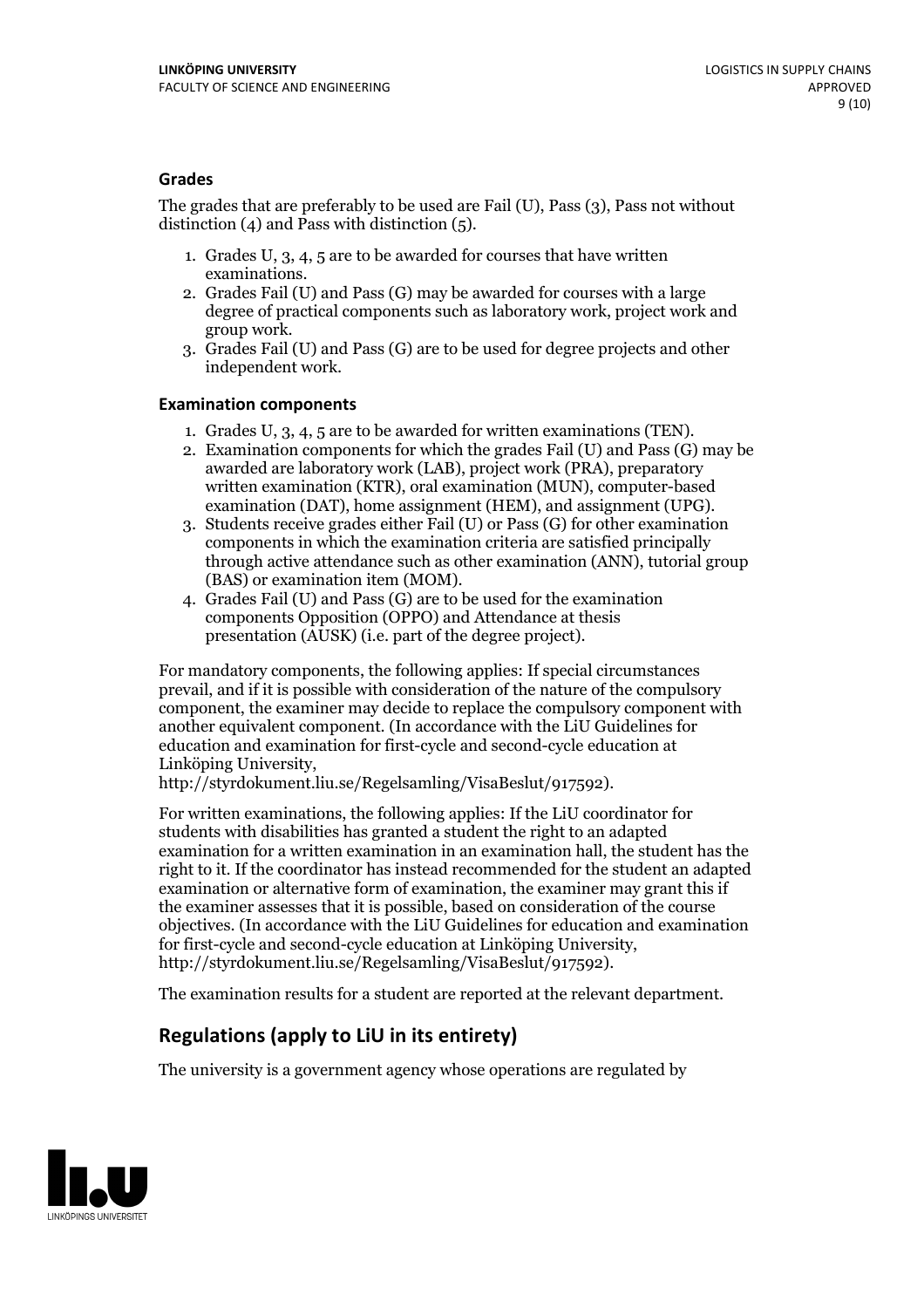### Grades

The grades that are preferably to be used are Fail (U), Pass (3), Pass not without distinction (4) and Pass with distinction (5).

1. Grades U, 3, 4, 5 are to be awarded for courses that have written examinations.
2. Grades Fail (U) and Pass (G) may be awarded for courses with a large degree of practical components such as laboratory work, project work and group work.
3. Grades Fail (U) and Pass (G) are to be used for degree projects and other independent work.

### Examination components

1. Grades U, 3, 4, 5 are to be awarded for written examinations (TEN).
2. Examination components for which the grades Fail (U) and Pass (G) may be awarded are laboratory work (LAB), project work (PRA), preparatory written examination (KTR), oral examination (MUN), computer-based examination (DAT), home assignment (HEM), and assignment (UPG).
3. Students receive grades either Fail (U) or Pass (G) for other examination components in which the examination criteria are satisfied principally through active attendance such as other examination (ANN), tutorial group (BAS) or examination item (MOM).
4. Grades Fail (U) and Pass (G) are to be used for the examination components Opposition (OPPO) and Attendance at thesis presentation (AUSK) (i.e. part of the degree project).

For mandatory components, the following applies: If special circumstances prevail, and if it is possible with consideration of the nature of the compulsory component, the examiner may decide to replace the compulsory component with another equivalent component. (In accordance with the LiU Guidelines for education and examination for first-cycle and second-cycle education at Linköping University, http://styrdokument.liu.se/Regelsamling/VisaBeslut/917592).

For written examinations, the following applies: If the LiU coordinator for students with disabilities has granted a student the right to an adapted examination for a written examination in an examination hall, the student has the right to it. If the coordinator has instead recommended for the student an adapted examination or alternative form of examination, the examiner may grant this if the examiner assesses that it is possible, based on consideration of the course objectives. (In accordance with the LiU Guidelines for education and examination for first-cycle and second-cycle education at Linköping University, http://styrdokument.liu.se/Regelsamling/VisaBeslut/917592).

The examination results for a student are reported at the relevant department.

## Regulations (apply to LiU in its entirety)

The university is a government agency whose operations are regulated by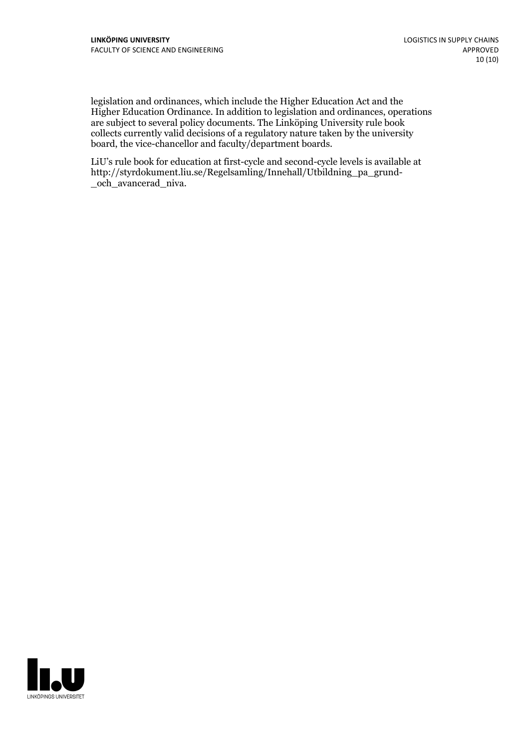legislation and ordinances, which include the Higher Education Act and the Higher Education Ordinance. In addition to legislation and ordinances, operations are subject to several policy documents. The Linköping University rule book collects currently valid decisions of a regulatory nature taken by the university board, the vice-chancellor and faculty/department boards.

LiU's rule book for education at first-cycle and second-cycle levels is available at http://styrdokument.liu.se/Regelsamling/Innehall/Utbildning_pa_grund-_och_avancerad_niva.